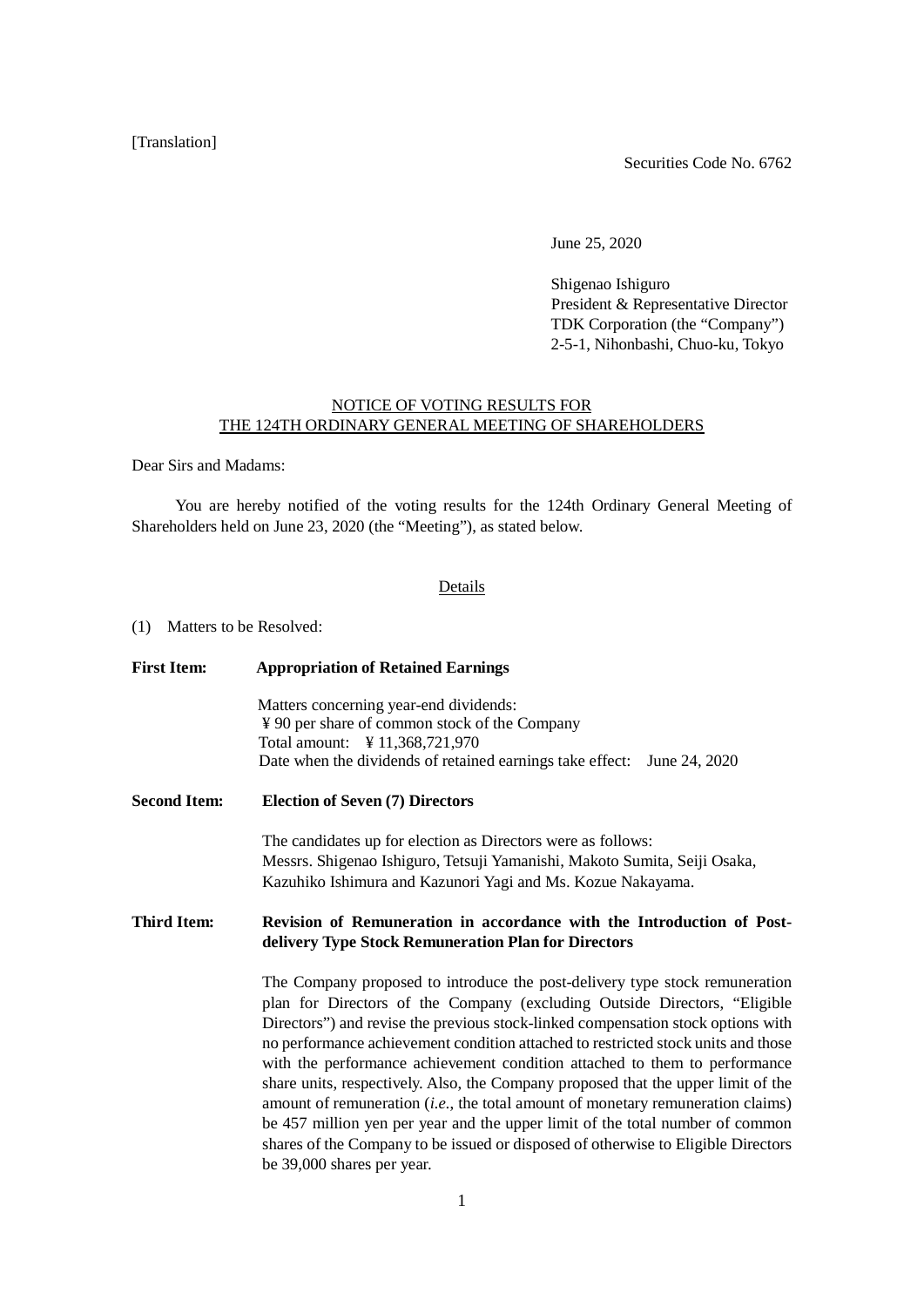[Translation]

Securities Code No. 6762

June 25, 2020

Shigenao Ishiguro
President & Representative Director
TDK Corporation (the “Company”)
2-5-1, Nihonbashi, Chuo-ku, Tokyo

# NOTICE OF VOTING RESULTS FOR THE 124TH ORDINARY GENERAL MEETING OF SHAREHOLDERS

Dear Sirs and Madams:

You are hereby notified of the voting results for the 124th Ordinary General Meeting of Shareholders held on June 23, 2020 (the “Meeting”), as stated below.

## Details

(1) Matters to be Resolved:

**First Item: Appropriation of Retained Earnings**

Matters concerning year-end dividends:
¥ 90 per share of common stock of the Company
Total amount: ¥ 11,368,721,970
Date when the dividends of retained earnings take effect: June 24, 2020

**Second Item: Election of Seven (7) Directors**

The candidates up for election as Directors were as follows:
Messrs. Shigenao Ishiguro, Tetsuji Yamanishi, Makoto Sumita, Seiji Osaka, Kazuhiko Ishimura and Kazunori Yagi and Ms. Kozue Nakayama.

**Third Item: Revision of Remuneration in accordance with the Introduction of Post-delivery Type Stock Remuneration Plan for Directors**

The Company proposed to introduce the post-delivery type stock remuneration plan for Directors of the Company (excluding Outside Directors, “Eligible Directors”) and revise the previous stock-linked compensation stock options with no performance achievement condition attached to restricted stock units and those with the performance achievement condition attached to them to performance share units, respectively. Also, the Company proposed that the upper limit of the amount of remuneration (*i.e.*, the total amount of monetary remuneration claims) be 457 million yen per year and the upper limit of the total number of common shares of the Company to be issued or disposed of otherwise to Eligible Directors be 39,000 shares per year.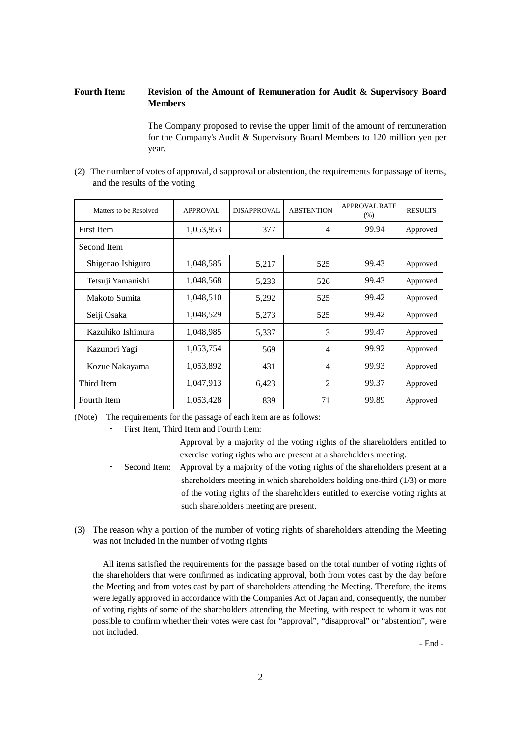**Fourth Item: Revision of the Amount of Remuneration for Audit & Supervisory Board Members**

The Company proposed to revise the upper limit of the amount of remuneration for the Company's Audit & Supervisory Board Members to 120 million yen per year.

(2) The number of votes of approval, disapproval or abstention, the requirements for passage of items, and the results of the voting

| Matters to be Resolved | APPROVAL | DISAPPROVAL | ABSTENTION | APPROVAL RATE (%) | RESULTS |
|---|---|---|---|---|---|
| First Item | 1,053,953 | 377 | 4 | 99.94 | Approved |
| Second Item | | | | | |
| Shigenao Ishiguro | 1,048,585 | 5,217 | 525 | 99.43 | Approved |
| Tetsuji Yamanishi | 1,048,568 | 5,233 | 526 | 99.43 | Approved |
| Makoto Sumita | 1,048,510 | 5,292 | 525 | 99.42 | Approved |
| Seiji Osaka | 1,048,529 | 5,273 | 525 | 99.42 | Approved |
| Kazuhiko Ishimura | 1,048,985 | 5,337 | 3 | 99.47 | Approved |
| Kazunori Yagi | 1,053,754 | 569 | 4 | 99.92 | Approved |
| Kozue Nakayama | 1,053,892 | 431 | 4 | 99.93 | Approved |
| Third Item | 1,047,913 | 6,423 | 2 | 99.37 | Approved |
| Fourth Item | 1,053,428 | 839 | 71 | 99.89 | Approved |

(Note) The requirements for the passage of each item are as follows:

- First Item, Third Item and Fourth Item:
  Approval by a majority of the voting rights of the shareholders entitled to exercise voting rights who are present at a shareholders meeting.
- Second Item: Approval by a majority of the voting rights of the shareholders present at a shareholders meeting in which shareholders holding one-third (1/3) or more of the voting rights of the shareholders entitled to exercise voting rights at such shareholders meeting are present.

(3) The reason why a portion of the number of voting rights of shareholders attending the Meeting was not included in the number of voting rights

All items satisfied the requirements for the passage based on the total number of voting rights of the shareholders that were confirmed as indicating approval, both from votes cast by the day before the Meeting and from votes cast by part of shareholders attending the Meeting. Therefore, the items were legally approved in accordance with the Companies Act of Japan and, consequently, the number of voting rights of some of the shareholders attending the Meeting, with respect to whom it was not possible to confirm whether their votes were cast for "approval", "disapproval" or "abstention", were not included.

- End -